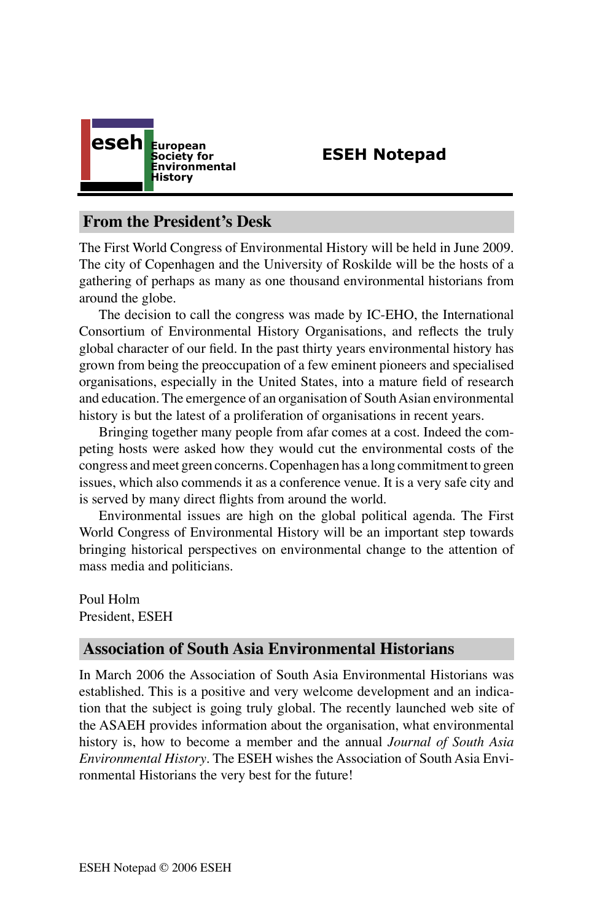eseh European Society for Environmental History

# ESEH Notepad

## From the President's Desk

The First World Congress of Environmental History will be held in June 2009. The city of Copenhagen and the University of Roskilde will be the hosts of a gathering of perhaps as many as one thousand environmental historians from around the globe.

The decision to call the congress was made by IC-EHO, the International Consortium of Environmental History Organisations, and reflects the truly global character of our field. In the past thirty years environmental history has grown from being the preoccupation of a few eminent pioneers and specialised organisations, especially in the United States, into a mature field of research and education. The emergence of an organisation of South Asian environmental history is but the latest of a proliferation of organisations in recent years.

Bringing together many people from afar comes at a cost. Indeed the competing hosts were asked how they would cut the environmental costs of the congress and meet green concerns. Copenhagen has a long commitment to green issues, which also commends it as a conference venue. It is a very safe city and is served by many direct flights from around the world.

Environmental issues are high on the global political agenda. The First World Congress of Environmental History will be an important step towards bringing historical perspectives on environmental change to the attention of mass media and politicians.

Poul Holm
President, ESEH

## Association of South Asia Environmental Historians

In March 2006 the Association of South Asia Environmental Historians was established. This is a positive and very welcome development and an indication that the subject is going truly global. The recently launched web site of the ASAEH provides information about the organisation, what environmental history is, how to become a member and the annual *Journal of South Asia Environmental History*. The ESEH wishes the Association of South Asia Environmental Historians the very best for the future!

ESEH Notepad © 2006 ESEH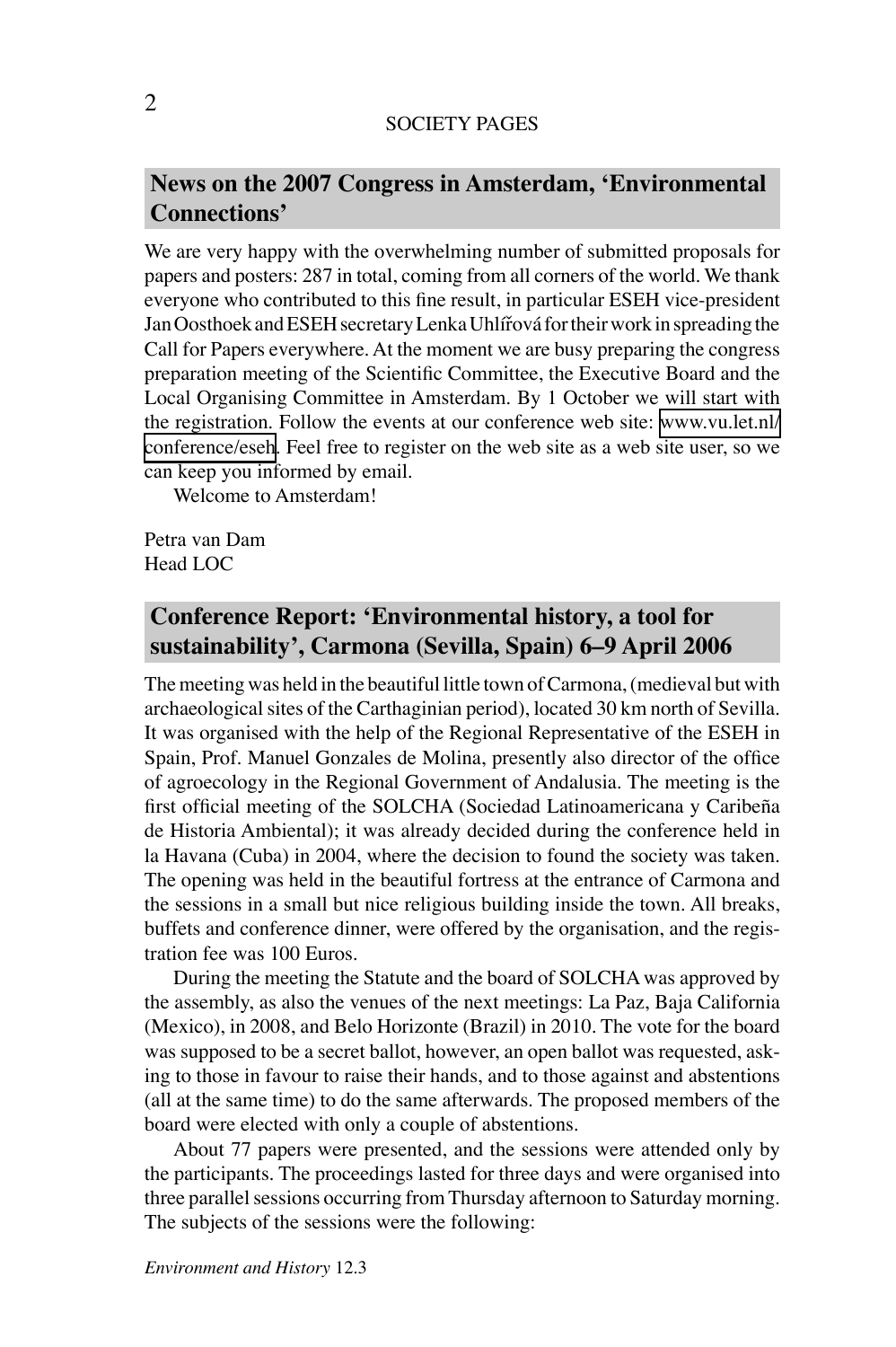## News on the 2007 Congress in Amsterdam, 'Environmental Connections'

We are very happy with the overwhelming number of submitted proposals for papers and posters: 287 in total, coming from all corners of the world. We thank everyone who contributed to this fine result, in particular ESEH vice-president Jan Oosthoek and ESEH secretary Lenka Uhlířová for their work in spreading the Call for Papers everywhere. At the moment we are busy preparing the congress preparation meeting of the Scientific Committee, the Executive Board and the Local Organising Committee in Amsterdam. By 1 October we will start with the registration. Follow the events at our conference web site: www.vu.let.nl/conference/eseh. Feel free to register on the web site as a web site user, so we can keep you informed by email.

Welcome to Amsterdam!

Petra van Dam
Head LOC

## Conference Report: 'Environmental history, a tool for sustainability', Carmona (Sevilla, Spain) 6–9 April 2006

The meeting was held in the beautiful little town of Carmona, (medieval but with archaeological sites of the Carthaginian period), located 30 km north of Sevilla. It was organised with the help of the Regional Representative of the ESEH in Spain, Prof. Manuel Gonzales de Molina, presently also director of the office of agroecology in the Regional Government of Andalusia. The meeting is the first official meeting of the SOLCHA (Sociedad Latinoamericana y Caribeña de Historia Ambiental); it was already decided during the conference held in la Havana (Cuba) in 2004, where the decision to found the society was taken. The opening was held in the beautiful fortress at the entrance of Carmona and the sessions in a small but nice religious building inside the town. All breaks, buffets and conference dinner, were offered by the organisation, and the registration fee was 100 Euros.

During the meeting the Statute and the board of SOLCHA was approved by the assembly, as also the venues of the next meetings: La Paz, Baja California (Mexico), in 2008, and Belo Horizonte (Brazil) in 2010. The vote for the board was supposed to be a secret ballot, however, an open ballot was requested, asking to those in favour to raise their hands, and to those against and abstentions (all at the same time) to do the same afterwards. The proposed members of the board were elected with only a couple of abstentions.

About 77 papers were presented, and the sessions were attended only by the participants. The proceedings lasted for three days and were organised into three parallel sessions occurring from Thursday afternoon to Saturday morning. The subjects of the sessions were the following: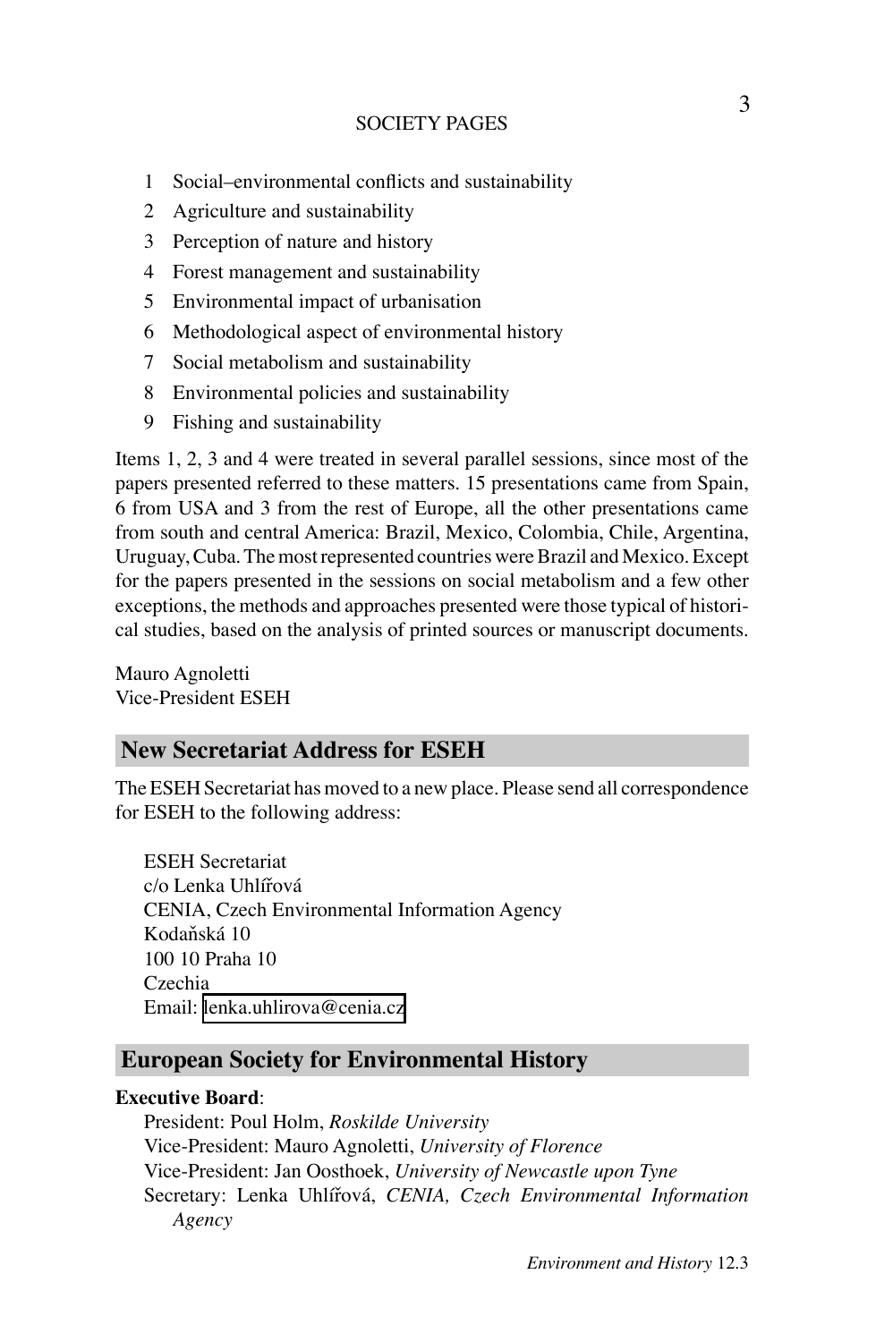1. Social–environmental conflicts and sustainability
2. Agriculture and sustainability
3. Perception of nature and history
4. Forest management and sustainability
5. Environmental impact of urbanisation
6. Methodological aspect of environmental history
7. Social metabolism and sustainability
8. Environmental policies and sustainability
9. Fishing and sustainability

Items 1, 2, 3 and 4 were treated in several parallel sessions, since most of the papers presented referred to these matters. 15 presentations came from Spain, 6 from USA and 3 from the rest of Europe, all the other presentations came from south and central America: Brazil, Mexico, Colombia, Chile, Argentina, Uruguay, Cuba. The most represented countries were Brazil and Mexico. Except for the papers presented in the sessions on social metabolism and a few other exceptions, the methods and approaches presented were those typical of historical studies, based on the analysis of printed sources or manuscript documents.

Mauro Agnoletti
Vice-President ESEH

## New Secretariat Address for ESEH

The ESEH Secretariat has moved to a new place. Please send all correspondence for ESEH to the following address:

ESEH Secretariat
c/o Lenka Uhlířová
CENIA, Czech Environmental Information Agency
Kodaňská 10
100 10 Praha 10
Czechia
Email: lenka.uhlirova@cenia.cz

## European Society for Environmental History

**Executive Board**:

President: Poul Holm, *Roskilde University*
Vice-President: Mauro Agnoletti, *University of Florence*
Vice-President: Jan Oosthoek, *University of Newcastle upon Tyne*
Secretary: Lenka Uhlířová, *CENIA, Czech Environmental Information Agency*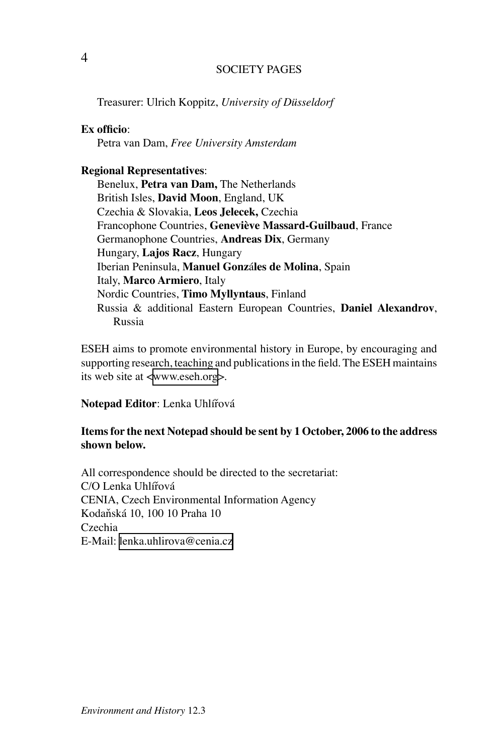Treasurer: Ulrich Koppitz, *University of Düsseldorf*

**Ex officio**:

Petra van Dam, *Free University Amsterdam*

**Regional Representatives**:

Benelux, **Petra van Dam,** The Netherlands
British Isles, **David Moon**, England, UK
Czechia & Slovakia, **Leos Jelecek,** Czechia
Francophone Countries, **Geneviève Massard-Guilbaud**, France
Germanophone Countries, **Andreas Dix**, Germany
Hungary, **Lajos Racz**, Hungary
Iberian Peninsula, **Manuel Gonzáles de Molina**, Spain
Italy, **Marco Armiero**, Italy
Nordic Countries, **Timo Myllyntaus**, Finland
Russia & additional Eastern European Countries, **Daniel Alexandrov**, Russia

ESEH aims to promote environmental history in Europe, by encouraging and supporting research, teaching and publications in the field. The ESEH maintains its web site at <www.eseh.org>.

**Notepad Editor**: Lenka Uhlířová

**Items for the next Notepad should be sent by 1 October, 2006 to the address shown below.**

All correspondence should be directed to the secretariat:
C/O Lenka Uhlířová
CENIA, Czech Environmental Information Agency
Kodaňská 10, 100 10 Praha 10
Czechia
E-Mail: lenka.uhlirova@cenia.cz